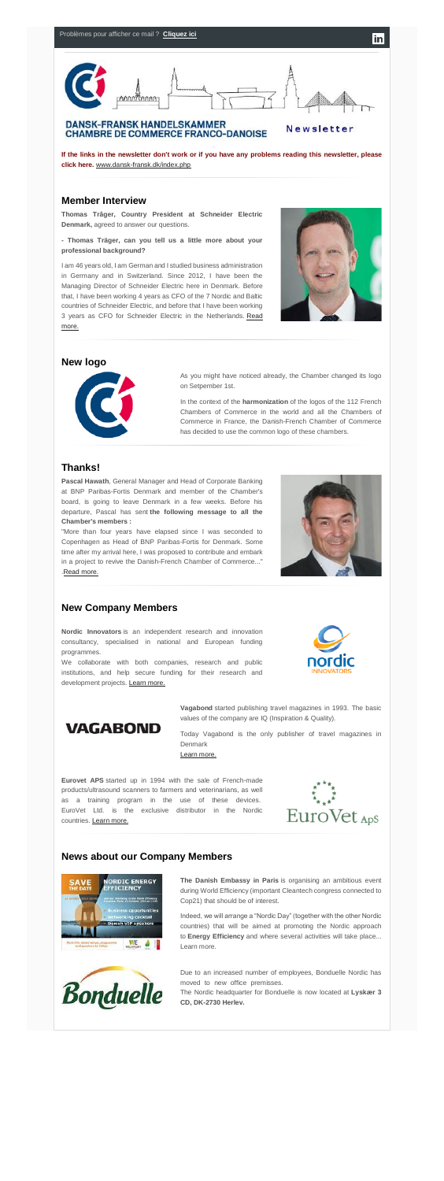Problèmes pour afficher ce mail ? **Cliquez ici**

**DANSK-FRANSK HANDELSKAMMER**
**CHAMBRE DE COMMERCE FRANCO-DANOISE**

Newsletter

**If the links in the newsletter don't work or if you have any problems reading this newsletter, please click here.** www.dansk-fransk.dk/index.php

## Member Interview

**Thomas Tråger, Country President at Schneider Electric Denmark,** agreed to answer our questions.

**- Thomas Träger, can you tell us a little more about your professional background?**

I am 46 years old, I am German and I studied business administration in Germany and in Switzerland. Since 2012, I have been the Managing Director of Schneider Electric here in Denmark. Before that, I have been working 4 years as CFO of the 7 Nordic and Baltic countries of Schneider Electric, and before that I have been working 3 years as CFO for Schneider Electric in the Netherlands. Read more.

## New logo

As you might have noticed already, the Chamber changed its logo on Setpember 1st.

In the context of the **harmonization** of the logos of the 112 French Chambers of Commerce in the world and all the Chambers of Commerce in France, the Danish-French Chamber of Commerce has decided to use the common logo of these chambers.

## Thanks!

**Pascal Hawath**, General Manager and Head of Corporate Banking at BNP Paribas-Fortis Denmark and member of the Chamber's board, is going to leave Denmark in a few weeks. Before his departure, Pascal has sent **the following message to all the Chamber's members :**

"More than four years have elapsed since I was seconded to Copenhagen as Head of BNP Paribas-Fortis for Denmark. Some time after my arrival here, I was proposed to contribute and embark in a project to revive the Danish-French Chamber of Commerce..." .Read more.

## New Company Members

**Nordic Innovators** is an independent research and innovation consultancy, specialised in national and European funding programmes.

We collaborate with both companies, research and public institutions, and help secure funding for their research and development projects. Learn more.

**Vagabond** started publishing travel magazines in 1993. The basic values of the company are IQ (Inspiration & Quality).

Today Vagabond is the only publisher of travel magazines in Denmark

Learn more.

**Eurovet APS** started up in 1994 with the sale of French-made products/ultrasound scanners to farmers and veterinarians, as well as a training program in the use of these devices. EuroVet Ltd. is the exclusive distributor in the Nordic countries. Learn more.

## News about our Company Members

**The Danish Embassy in Paris** is organising an ambitious event during World Efficiency (important Cleantech congress connected to Cop21) that should be of interest.

Indeed, we will arrange a "Nordic Day" (together with the other Nordic countries) that will be aimed at promoting the Nordic approach to **Energy Efficiency** and where several activities will take place... Learn more.

Due to an increased number of employees, Bonduelle Nordic has moved to new office premisses.

The Nordic headquarter for Bonduelle is now located at **Lyskær 3 CD, DK-2730 Herlev.**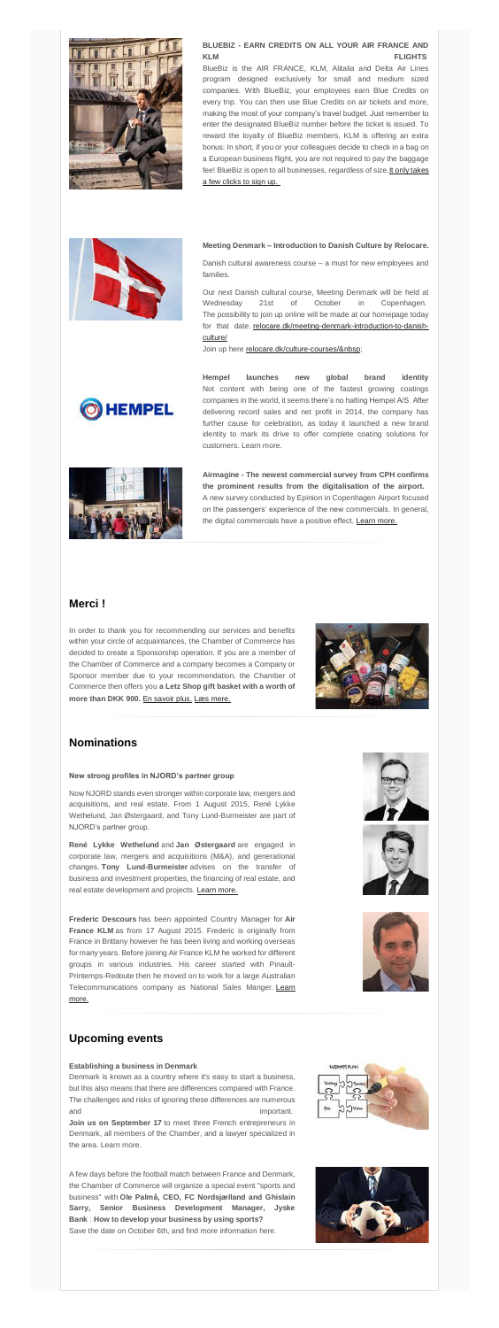**BLUEBIZ - EARN CREDITS ON ALL YOUR AIR FRANCE AND KLM FLIGHTS**

BlueBiz is the AIR FRANCE, KLM, Alitalia and Delta Air Lines program designed exclusively for small and medium sized companies. With BlueBiz, your employees earn Blue Credits on every trip. You can then use Blue Credits on air tickets and more, making the most of your company's travel budget. Just remember to enter the designated BlueBiz number before the ticket is issued. To reward the loyalty of BlueBiz members, KLM is offering an extra bonus: In short, if you or your colleagues decide to check in a bag on a European business flight, you are not required to pay the baggage fee! BlueBiz is open to all businesses, regardless of size. It only takes a few clicks to sign up.

**Meeting Denmark – Introduction to Danish Culture by Relocare.**

Danish cultural awareness course – a must for new employees and families.

Our next Danish cultural course, Meeting Denmark will be held at Wednesday 21st of October in Copenhagen. The possibility to join up online will be made at our homepage today for that date. relocare.dk/meeting-denmark-introduction-to-danish-culture/

Join up here relocare.dk/culture-courses/&nbsp;

**Hempel launches new global brand identity**
Not content with being one of the fastest growing coatings companies in the world, it seems there's no halting Hempel A/S. After delivering record sales and net profit in 2014, the company has further cause for celebration, as today it launched a new brand identity to mark its drive to offer complete coating solutions for customers. Learn more.

**Airmagine - The newest commercial survey from CPH confirms the prominent results from the digitalisation of the airport.**
A new survey conducted by Epinion in Copenhagen Airport focused on the passengers' experience of the new commercials. In general, the digital commercials have a positive effect. Learn more.

## Merci !

In order to thank you for recommending our services and benefits within your circle of acquaintances, the Chamber of Commerce has decided to create a Sponsorship operation. If you are a member of the Chamber of Commerce and a company becomes a Company or Sponsor member due to your recommendation, the Chamber of Commerce then offers you **a Letz Shop gift basket with a worth of more than DKK 900.** En savoir plus. Læs mere.

## Nominations

**New strong profiles in NJORD's partner group**

Now NJORD stands even stronger within corporate law, mergers and acquisitions, and real estate. From 1 August 2015, René Lykke Wethelund, Jan Østergaard, and Tony Lund-Burmeister are part of NJORD's partner group.

**René Lykke Wethelund** and **Jan Østergaard** are engaged in corporate law, mergers and acquisitions (M&A), and generational changes. **Tony Lund-Burmeister** advises on the transfer of business and investment properties, the financing of real estate, and real estate development and projects. Learn more.

**Frederic Descours** has been appointed Country Manager for **Air France KLM** as from 17 August 2015. Frederic is originally from France in Brittany however he has been living and working overseas for many years. Before joining Air France KLM he worked for different groups in various industries. His career started with Pinault-Printemps-Redoute then he moved on to work for a large Australian Telecommunications company as National Sales Manger. Learn more.

## Upcoming events

**Establishing a business in Denmark**

Denmark is known as a country where it's easy to start a business, but this also means that there are differences compared with France. The challenges and risks of ignoring these differences are numerous and important.

**Join us on September 17** to meet three French entrepreneurs in Denmark, all members of the Chamber, and a lawyer specialized in the area. Learn more.

A few days before the football match between France and Denmark, the Chamber of Commerce will organize a special event "sports and business" with **Ole Palmå, CEO, FC Nordsjælland and Ghislain Sarry, Senior Business Development Manager, Jyske Bank** : **How to develop your business by using sports?**
Save the date on October 6th, and find more information here.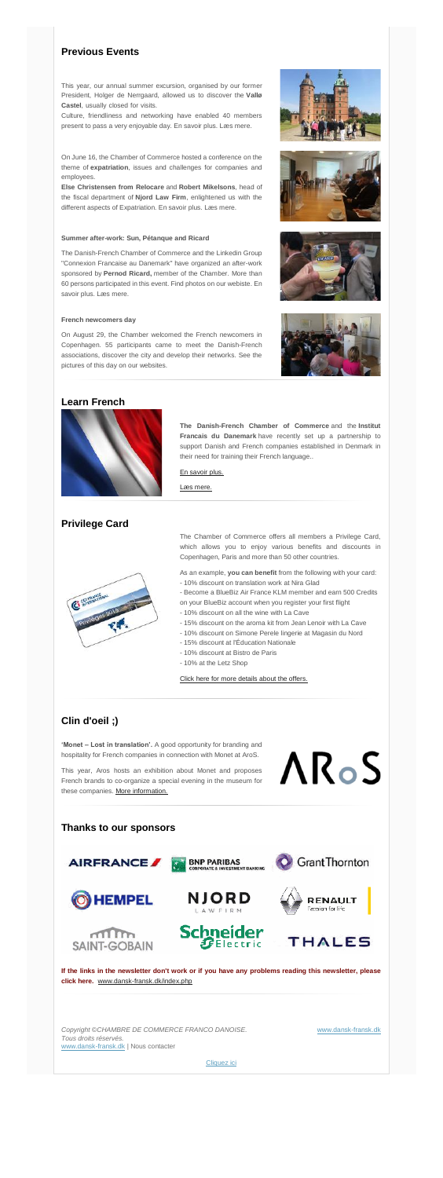## Previous Events

This year, our annual summer excursion, organised by our former President, Holger de Nerrgaard, allowed us to discover the **Vallø Castel**, usually closed for visits.

Culture, friendliness and networking have enabled 40 members present to pass a very enjoyable day. En savoir plus. Læs mere.

On June 16, the Chamber of Commerce hosted a conference on the theme of **expatriation**, issues and challenges for companies and employees.

**Else Christensen from Relocare** and **Robert Mikelsons**, head of the fiscal department of **Njord Law Firm**, enlightened us with the different aspects of Expatriation. En savoir plus. Læs mere.

#### Summer after-work: Sun, Pétanque and Ricard

The Danish-French Chamber of Commerce and the Linkedin Group "Connexion Francaise au Danemark" have organized an after-work sponsored by **Pernod Ricard,** member of the Chamber. More than 60 persons participated in this event. Find photos on our webiste. En savoir plus. Læs mere.

#### French newcomers day

On August 29, the Chamber welcomed the French newcomers in Copenhagen. 55 participants came to meet the Danish-French associations, discover the city and develop their networks. See the pictures of this day on our websites.

## Learn French

**The Danish-French Chamber of Commerce** and the **Institut Francais du Danemark** have recently set up a partnership to support Danish and French companies established in Denmark in their need for training their French language..

En savoir plus.

Læs mere.

## Privilege Card

The Chamber of Commerce offers all members a Privilege Card, which allows you to enjoy various benefits and discounts in Copenhagen, Paris and more than 50 other countries.

As an example, **you can benefit** from the following with your card:
- 10% discount on translation work at Nira Glad
- Become a BlueBiz Air France KLM member and earn 500 Credits on your BlueBiz account when you register your first flight
- 10% discount on all the wine with La Cave
- 15% discount on the aroma kit from Jean Lenoir with La Cave
- 10% discount on Simone Perele lingerie at Magasin du Nord
- 15% discount at l'Éducation Nationale
- 10% discount at Bistro de Paris
- 10% at the Letz Shop

Click here for more details about the offers.

## Clin d'oeil ;)

**'Monet – Lost in translation'.** A good opportunity for branding and hospitality for French companies in connection with Monet at AroS.

This year, Aros hosts an exhibition about Monet and proposes French brands to co-organize a special evening in the museum for these companies. More information.

## Thanks to our sponsors

**If the links in the newsletter don't work or if you have any problems reading this newsletter, please click here.** www.dansk-fransk.dk/index.php

*Copyright ©CHAMBRE DE COMMERCE FRANCO DANOISE.*
*Tous droits réservés.*
www.dansk-fransk.dk | Nous contacter

www.dansk-fransk.dk

Cliquez ici